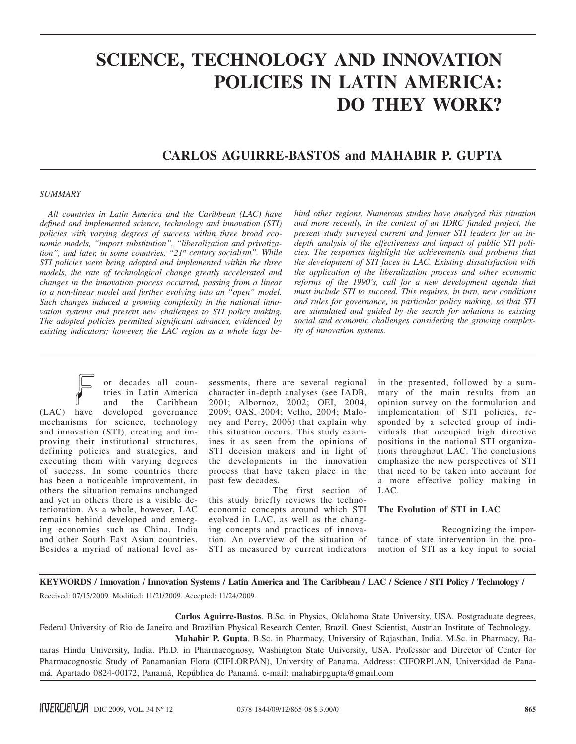# SCIENCE, TECHNOLOGY AND INNOVATION POLICIES IN LATIN AMERICA: DO THEY WORK?

## CARLOS AGUIRRE-BASTOS and MAHABIR P. GUPTA

*SUMMARY*

*All countries in Latin America and the Caribbean (LAC) have defined and implemented science, technology and innovation (STI) policies with varying degrees of success within three broad economic models, "import substitution", "liberalization and privatization", and later, in some countries, "21st century socialism". While STI policies were being adopted and implemented within the three models, the rate of technological change greatly accelerated and changes in the innovation process occurred, passing from a linear to a non-linear model and further evolving into an "open" model. Such changes induced a growing complexity in the national innovation systems and present new challenges to STI policy making. The adopted policies permitted significant advances, evidenced by existing indicators; however, the LAC region as a whole lags behind other regions. Numerous studies have analyzed this situation and more recently, in the context of an IDRC funded project, the present study surveyed current and former STI leaders for an in-depth analysis of the effectiveness and impact of public STI policies. The responses highlight the achievements and problems that the development of STI faces in LAC. Existing dissatisfaction with the application of the liberalization process and other economic reforms of the 1990's, call for a new development agenda that must include STI to succeed. This requires, in turn, new conditions and rules for governance, in particular policy making, so that STI are stimulated and guided by the search for solutions to existing social and economic challenges considering the growing complexity of innovation systems.*

For decades all countries in Latin America and the Caribbean (LAC) have developed governance mechanisms for science, technology and innovation (STI), creating and improving their institutional structures, defining policies and strategies, and executing them with varying degrees of success. In some countries there has been a noticeable improvement, in others the situation remains unchanged and yet in others there is a visible deterioration. As a whole, however, LAC remains behind developed and emerging economies such as China, India and other South East Asian countries. Besides a myriad of national level assessments, there are several regional character in-depth analyses (see IADB, 2001; Albornoz, 2002; OEI, 2004, 2009; OAS, 2004; Velho, 2004; Maloney and Perry, 2006) that explain why this situation occurs. This study examines it as seen from the opinions of STI decision makers and in light of the developments in the innovation process that have taken place in the past few decades.

The first section of this study briefly reviews the techno-economic concepts around which STI evolved in LAC, as well as the changing concepts and practices of innovation. An overview of the situation of STI as measured by current indicators in the presented, followed by a summary of the main results from an opinion survey on the formulation and implementation of STI policies, responded by a selected group of individuals that occupied high directive positions in the national STI organizations throughout LAC. The conclusions emphasize the new perspectives of STI that need to be taken into account for a more effective policy making in LAC.

### The Evolution of STI in LAC

Recognizing the importance of state intervention in the promotion of STI as a key input to social

**KEYWORDS / Innovation / Innovation Systems / Latin America and The Caribbean / LAC / Science / STI Policy / Technology /**

Received: 07/15/2009. Modified: 11/21/2009. Accepted: 11/24/2009.

**Carlos Aguirre-Bastos**. B.Sc. in Physics, Oklahoma State University, USA. Postgraduate degrees, Federal University of Rio de Janeiro and Brazilian Physical Research Center, Brazil. Guest Scientist, Austrian Institute of Technology.

**Mahabir P. Gupta**. B.Sc. in Pharmacy, University of Rajasthan, India. M.Sc. in Pharmacy, Banaras Hindu University, India. Ph.D. in Pharmacognosy, Washington State University, USA. Professor and Director of Center for Pharmacognostic Study of Panamanian Flora (CIFLORPAN), University of Panama. Address: CIFORPLAN, Universidad de Panamá. Apartado 0824-00172, Panamá, República de Panamá. e-mail: mahabirpgupta@gmail.com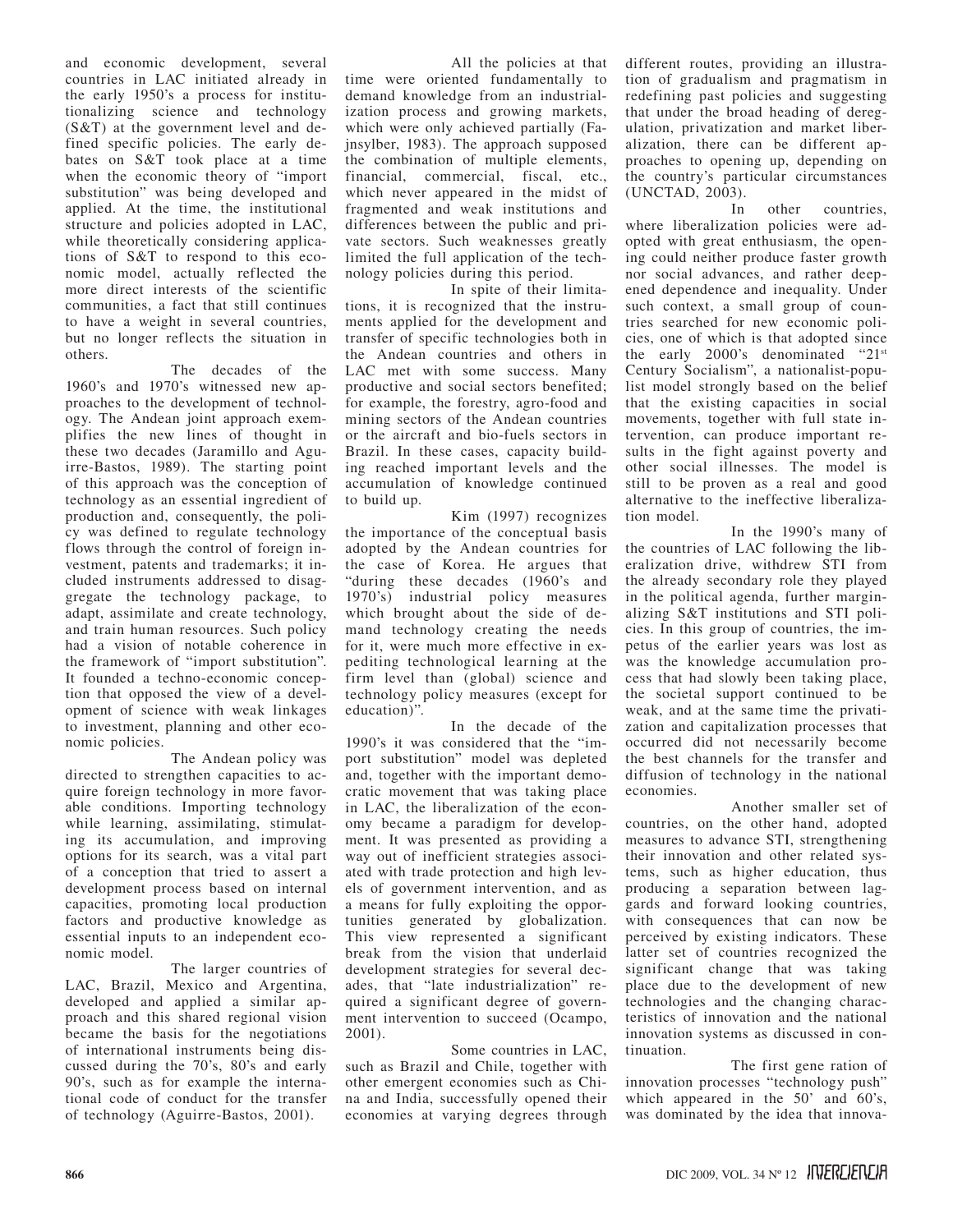and economic development, several countries in LAC initiated already in the early 1950's a process for institutionalizing science and technology (S&T) at the government level and defined specific policies. The early debates on S&T took place at a time when the economic theory of "import substitution" was being developed and applied. At the time, the institutional structure and policies adopted in LAC, while theoretically considering applications of S&T to respond to this economic model, actually reflected the more direct interests of the scientific communities, a fact that still continues to have a weight in several countries, but no longer reflects the situation in others.

The decades of the 1960's and 1970's witnessed new approaches to the development of technology. The Andean joint approach exemplifies the new lines of thought in these two decades (Jaramillo and Aguirre-Bastos, 1989). The starting point of this approach was the conception of technology as an essential ingredient of production and, consequently, the policy was defined to regulate technology flows through the control of foreign investment, patents and trademarks; it included instruments addressed to disaggregate the technology package, to adapt, assimilate and create technology, and train human resources. Such policy had a vision of notable coherence in the framework of "import substitution". It founded a techno-economic conception that opposed the view of a development of science with weak linkages to investment, planning and other economic policies.

The Andean policy was directed to strengthen capacities to acquire foreign technology in more favorable conditions. Importing technology while learning, assimilating, stimulating its accumulation, and improving options for its search, was a vital part of a conception that tried to assert a development process based on internal capacities, promoting local production factors and productive knowledge as essential inputs to an independent economic model.

The larger countries of LAC, Brazil, Mexico and Argentina, developed and applied a similar approach and this shared regional vision became the basis for the negotiations of international instruments being discussed during the 70's, 80's and early 90's, such as for example the international code of conduct for the transfer of technology (Aguirre-Bastos, 2001).

All the policies at that time were oriented fundamentally to demand knowledge from an industrialization process and growing markets, which were only achieved partially (Fajnsylber, 1983). The approach supposed the combination of multiple elements, financial, commercial, fiscal, etc., which never appeared in the midst of fragmented and weak institutions and differences between the public and private sectors. Such weaknesses greatly limited the full application of the technology policies during this period.

In spite of their limitations, it is recognized that the instruments applied for the development and transfer of specific technologies both in the Andean countries and others in LAC met with some success. Many productive and social sectors benefited; for example, the forestry, agro-food and mining sectors of the Andean countries or the aircraft and bio-fuels sectors in Brazil. In these cases, capacity building reached important levels and the accumulation of knowledge continued to build up.

Kim (1997) recognizes the importance of the conceptual basis adopted by the Andean countries for the case of Korea. He argues that "during these decades (1960's and 1970's) industrial policy measures which brought about the side of demand technology creating the needs for it, were much more effective in expediting technological learning at the firm level than (global) science and technology policy measures (except for education)".

In the decade of the 1990's it was considered that the "import substitution" model was depleted and, together with the important democratic movement that was taking place in LAC, the liberalization of the economy became a paradigm for development. It was presented as providing a way out of inefficient strategies associated with trade protection and high levels of government intervention, and as a means for fully exploiting the opportunities generated by globalization. This view represented a significant break from the vision that underlaid development strategies for several decades, that "late industrialization" required a significant degree of government intervention to succeed (Ocampo, 2001).

Some countries in LAC, such as Brazil and Chile, together with other emergent economies such as China and India, successfully opened their economies at varying degrees through different routes, providing an illustration of gradualism and pragmatism in redefining past policies and suggesting that under the broad heading of deregulation, privatization and market liberalization, there can be different approaches to opening up, depending on the country's particular circumstances (UNCTAD, 2003).

In other countries, where liberalization policies were adopted with great enthusiasm, the opening could neither produce faster growth nor social advances, and rather deepened dependence and inequality. Under such context, a small group of countries searched for new economic policies, one of which is that adopted since the early 2000's denominated "21st Century Socialism", a nationalist-populist model strongly based on the belief that the existing capacities in social movements, together with full state intervention, can produce important results in the fight against poverty and other social illnesses. The model is still to be proven as a real and good alternative to the ineffective liberalization model.

In the 1990's many of the countries of LAC following the liberalization drive, withdrew STI from the already secondary role they played in the political agenda, further marginalizing S&T institutions and STI policies. In this group of countries, the impetus of the earlier years was lost as was the knowledge accumulation process that had slowly been taking place, the societal support continued to be weak, and at the same time the privatization and capitalization processes that occurred did not necessarily become the best channels for the transfer and diffusion of technology in the national economies.

Another smaller set of countries, on the other hand, adopted measures to advance STI, strengthening their innovation and other related systems, such as higher education, thus producing a separation between laggards and forward looking countries, with consequences that can now be perceived by existing indicators. These latter set of countries recognized the significant change that was taking place due to the development of new technologies and the changing characteristics of innovation and the national innovation systems as discussed in continuation.

The first gene ration of innovation processes "technology push" which appeared in the 50' and 60's, was dominated by the idea that innova-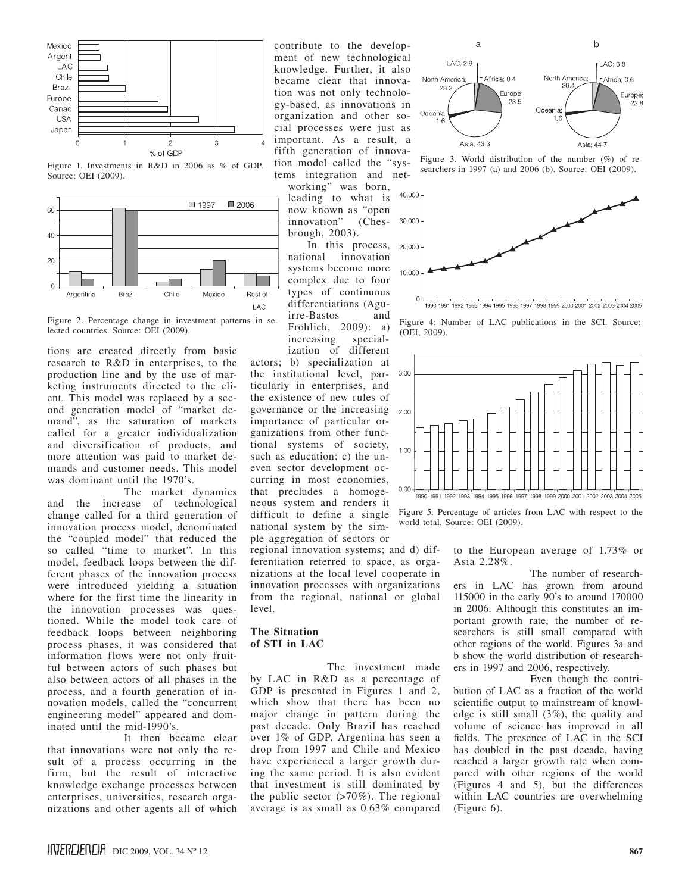Figure 1. Investments in R&D in 2006 as % of GDP. Source: OEI (2009).

Figure 2. Percentage change in investment patterns in selected countries. Source: OEI (2009).

tions are created directly from basic research to R&D in enterprises, to the production line and by the use of marketing instruments directed to the client. This model was replaced by a second generation model of "market demand", as the saturation of markets called for a greater individualization and diversification of products, and more attention was paid to market demands and customer needs. This model was dominant until the 1970's.

The market dynamics and the increase of technological change called for a third generation of innovation process model, denominated the "coupled model" that reduced the so called "time to market". In this model, feedback loops between the different phases of the innovation process were introduced yielding a situation where for the first time the linearity in the innovation processes was questioned. While the model took care of feedback loops between neighboring process phases, it was considered that information flows were not only fruitful between actors of such phases but also between actors of all phases in the process, and a fourth generation of innovation models, called the "concurrent engineering model" appeared and dominated until the mid-1990's.

It then became clear that innovations were not only the result of a process occurring in the firm, but the result of interactive knowledge exchange processes between enterprises, universities, research organizations and other agents all of which contribute to the development of new technological knowledge. Further, it also became clear that innovation was not only technology-based, as innovations in organization and other social processes were just as important. As a result, a fifth generation of innovation model called the "systems integration and networking" was born, leading to what is now known as "open innovation" (Chesbrough, 2003).

In this process, national innovation systems become more complex due to four types of continuous differentiations (Aguirre-Bastos and Fröhlich, 2009): a) increasing specialization of different actors; b) specialization at the institutional level, particularly in enterprises, and the existence of new rules of governance or the increasing importance of particular organizations from other functional systems of society, such as education; c) the uneven sector development occurring in most economies, that precludes a homogeneous system and renders it difficult to define a single national system by the simple aggregation of sectors or regional innovation systems; and d) differentiation referred to space, as organizations at the local level cooperate in innovation processes with organizations from the regional, national or global level.

## The Situation of STI in LAC

The investment made by LAC in R&D as a percentage of GDP is presented in Figures 1 and 2, which show that there has been no major change in pattern during the past decade. Only Brazil has reached over 1% of GDP, Argentina has seen a drop from 1997 and Chile and Mexico have experienced a larger growth during the same period. It is also evident that investment is still dominated by the public sector (>70%). The regional average is as small as 0.63% compared to the European average of 1.73% or Asia 2.28%.

Figure 3. World distribution of the number (%) of researchers in 1997 (a) and 2006 (b). Source: OEI (2009).

Figure 4: Number of LAC publications in the SCI. Source: (OEI, 2009).

Figure 5. Percentage of articles from LAC with respect to the world total. Source: OEI (2009).

The number of researchers in LAC has grown from around 115000 in the early 90's to around 170000 in 2006. Although this constitutes an important growth rate, the number of researchers is still small compared with other regions of the world. Figures 3a and b show the world distribution of researchers in 1997 and 2006, respectively.

Even though the contribution of LAC as a fraction of the world scientific output to mainstream of knowledge is still small (3%), the quality and volume of science has improved in all fields. The presence of LAC in the SCI has doubled in the past decade, having reached a larger growth rate when compared with other regions of the world (Figures 4 and 5), but the differences within LAC countries are overwhelming (Figure 6).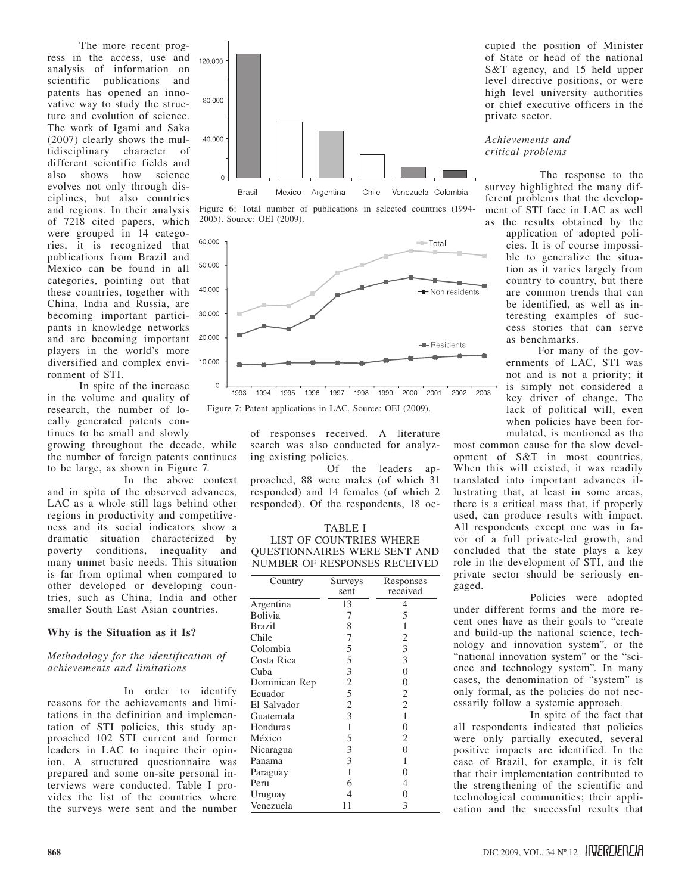The more recent progress in the access, use and analysis of information on scientific publications and patents has opened an innovative way to study the structure and evolution of science. The work of Igami and Saka (2007) clearly shows the multidisciplinary character of different scientific fields and also shows how science evolves not only through disciplines, but also countries and regions. In their analysis of 7218 cited papers, which were grouped in 14 categories, it is recognized that publications from Brazil and Mexico can be found in all categories, pointing out that these countries, together with China, India and Russia, are becoming important participants in knowledge networks and are becoming important players in the world's more diversified and complex environment of STI.

In spite of the increase in the volume and quality of research, the number of locally generated patents continues to be small and slowly growing throughout the decade, while the number of foreign patents continues to be large, as shown in Figure 7.

Figure 6: Total number of publications in selected countries (1994-2005). Source: OEI (2009).

Figure 7: Patent applications in LAC. Source: OEI (2009).

In the above context and in spite of the observed advances, LAC as a whole still lags behind other regions in productivity and competitiveness and its social indicators show a dramatic situation characterized by poverty conditions, inequality and many unmet basic needs. This situation is far from optimal when compared to other developed or developing countries, such as China, India and other smaller South East Asian countries.

## Why is the Situation as it Is?

### *Methodology for the identification of achievements and limitations*

In order to identify reasons for the achievements and limitations in the definition and implementation of STI policies, this study approached 102 STI current and former leaders in LAC to inquire their opinion. A structured questionnaire was prepared and some on-site personal interviews were conducted. Table I provides the list of the countries where the surveys were sent and the number of responses received. A literature search was also conducted for analyzing existing policies.

Of the leaders approached, 88 were males (of which 31 responded) and 14 females (of which 2 responded). Of the respondents, 18 occupied the position of Minister of State or head of the national S&T agency, and 15 held upper level directive positions, or were high level university authorities or chief executive officers in the private sector.

TABLE I
LIST OF COUNTRIES WHERE QUESTIONNAIRES WERE SENT AND NUMBER OF RESPONSES RECEIVED

| Country | Surveys sent | Responses received |
|---|---|---|
| Argentina | 13 | 4 |
| Bolivia | 7 | 5 |
| Brazil | 8 | 1 |
| Chile | 7 | 2 |
| Colombia | 5 | 3 |
| Costa Rica | 5 | 3 |
| Cuba | 3 | 0 |
| Dominican Rep | 2 | 0 |
| Ecuador | 5 | 2 |
| El Salvador | 2 | 2 |
| Guatemala | 3 | 1 |
| Honduras | 1 | 0 |
| México | 5 | 2 |
| Nicaragua | 3 | 0 |
| Panama | 3 | 1 |
| Paraguay | 1 | 0 |
| Peru | 6 | 4 |
| Uruguay | 4 | 0 |
| Venezuela | 11 | 3 |

### *Achievements and critical problems*

The response to the survey highlighted the many different problems that the development of STI face in LAC as well as the results obtained by the application of adopted policies. It is of course impossible to generalize the situation as it varies largely from country to country, but there are common trends that can be identified, as well as interesting examples of success stories that can serve as benchmarks.

For many of the governments of LAC, STI was not and is not a priority; it is simply not considered a key driver of change. The lack of political will, even when policies have been formulated, is mentioned as the most common cause for the slow development of S&T in most countries. When this will existed, it was readily translated into important advances illustrating that, at least in some areas, there is a critical mass that, if properly used, can produce results with impact. All respondents except one was in favor of a full private-led growth, and concluded that the state plays a key role in the development of STI, and the private sector should be seriously engaged.

Policies were adopted under different forms and the more recent ones have as their goals to "create and build-up the national science, technology and innovation system", or the "national innovation system" or the "science and technology system". In many cases, the denomination of "system" is only formal, as the policies do not necessarily follow a systemic approach.

In spite of the fact that all respondents indicated that policies were only partially executed, several positive impacts are identified. In the case of Brazil, for example, it is felt that their implementation contributed to the strengthening of the scientific and technological communities; their application and the successful results that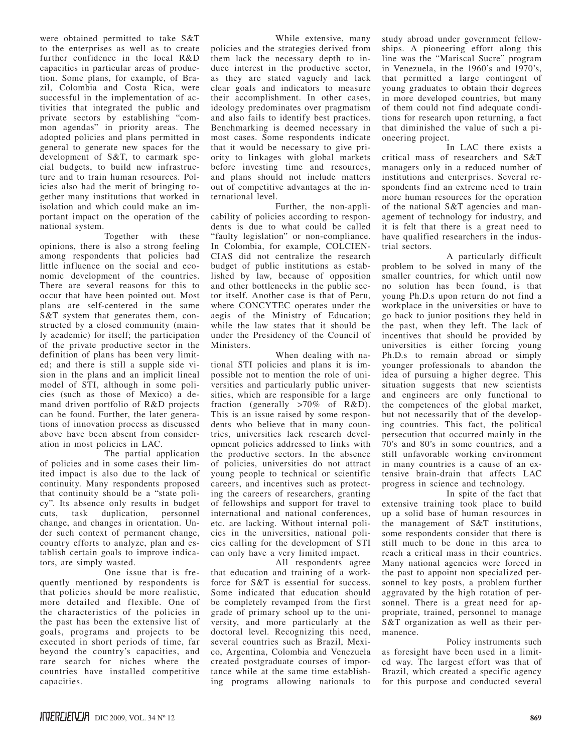were obtained permitted to take S&T to the enterprises as well as to create further confidence in the local R&D capacities in particular areas of production. Some plans, for example, of Brazil, Colombia and Costa Rica, were successful in the implementation of activities that integrated the public and private sectors by establishing "common agendas" in priority areas. The adopted policies and plans permitted in general to generate new spaces for the development of S&T, to earmark special budgets, to build new infrastructure and to train human resources. Policies also had the merit of bringing together many institutions that worked in isolation and which could make an important impact on the operation of the national system.

Together with these opinions, there is also a strong feeling among respondents that policies had little influence on the social and economic development of the countries. There are several reasons for this to occur that have been pointed out. Most plans are self-centered in the same S&T system that generates them, constructed by a closed community (mainly academic) for itself; the participation of the private productive sector in the definition of plans has been very limited; and there is still a supple side vision in the plans and an implicit lineal model of STI, although in some policies (such as those of Mexico) a demand driven portfolio of R&D projects can be found. Further, the later generations of innovation process as discussed above have been absent from consideration in most policies in LAC.

The partial application of policies and in some cases their limited impact is also due to the lack of continuity. Many respondents proposed that continuity should be a "state policy". Its absence only results in budget cuts, task duplication, personnel change, and changes in orientation. Under such context of permanent change, country efforts to analyze, plan and establish certain goals to improve indicators, are simply wasted.

One issue that is frequently mentioned by respondents is that policies should be more realistic, more detailed and flexible. One of the characteristics of the policies in the past has been the extensive list of goals, programs and projects to be executed in short periods of time, far beyond the country's capacities, and rare search for niches where the countries have installed competitive capacities.

While extensive, many policies and the strategies derived from them lack the necessary depth to induce interest in the productive sector, as they are stated vaguely and lack clear goals and indicators to measure their accomplishment. In other cases, ideology predominates over pragmatism and also fails to identify best practices. Benchmarking is deemed necessary in most cases. Some respondents indicate that it would be necessary to give priority to linkages with global markets before investing time and resources, and plans should not include matters out of competitive advantages at the international level.

Further, the non-applicability of policies according to respondents is due to what could be called "faulty legislation" or non-compliance. In Colombia, for example, COLCIENCIAS did not centralize the research budget of public institutions as established by law, because of opposition and other bottlenecks in the public sector itself. Another case is that of Peru, where CONCYTEC operates under the aegis of the Ministry of Education; while the law states that it should be under the Presidency of the Council of Ministers.

When dealing with national STI policies and plans it is impossible not to mention the role of universities and particularly public universities, which are responsible for a large fraction (generally >70% of R&D). This is an issue raised by some respondents who believe that in many countries, universities lack research development policies addressed to links with the productive sectors. In the absence of policies, universities do not attract young people to technical or scientific careers, and incentives such as protecting the careers of researchers, granting of fellowships and support for travel to international and national conferences, etc. are lacking. Without internal policies in the universities, national policies calling for the development of STI can only have a very limited impact.

All respondents agree that education and training of a workforce for S&T is essential for success. Some indicated that education should be completely revamped from the first grade of primary school up to the university, and more particularly at the doctoral level. Recognizing this need, several countries such as Brazil, Mexico, Argentina, Colombia and Venezuela created postgraduate courses of importance while at the same time establishing programs allowing nationals to study abroad under government fellowships. A pioneering effort along this line was the "Mariscal Sucre" program in Venezuela, in the 1960's and 1970's, that permitted a large contingent of young graduates to obtain their degrees in more developed countries, but many of them could not find adequate conditions for research upon returning, a fact that diminished the value of such a pioneering project.

In LAC there exists a critical mass of researchers and S&T managers only in a reduced number of institutions and enterprises. Several respondents find an extreme need to train more human resources for the operation of the national S&T agencies and management of technology for industry, and it is felt that there is a great need to have qualified researchers in the industrial sectors.

A particularly difficult problem to be solved in many of the smaller countries, for which until now no solution has been found, is that young Ph.D.s upon return do not find a workplace in the universities or have to go back to junior positions they held in the past, when they left. The lack of incentives that should be provided by universities is either forcing young Ph.D.s to remain abroad or simply younger professionals to abandon the idea of pursuing a higher degree. This situation suggests that new scientists and engineers are only functional to the competences of the global market, but not necessarily that of the developing countries. This fact, the political persecution that occurred mainly in the 70's and 80's in some countries, and a still unfavorable working environment in many countries is a cause of an extensive brain-drain that affects LAC progress in science and technology.

In spite of the fact that extensive training took place to build up a solid base of human resources in the management of S&T institutions, some respondents consider that there is still much to be done in this area to reach a critical mass in their countries. Many national agencies were forced in the past to appoint non specialized personnel to key posts, a problem further aggravated by the high rotation of personnel. There is a great need for appropriate, trained, personnel to manage S&T organization as well as their permanence.

Policy instruments such as foresight have been used in a limited way. The largest effort was that of Brazil, which created a specific agency for this purpose and conducted several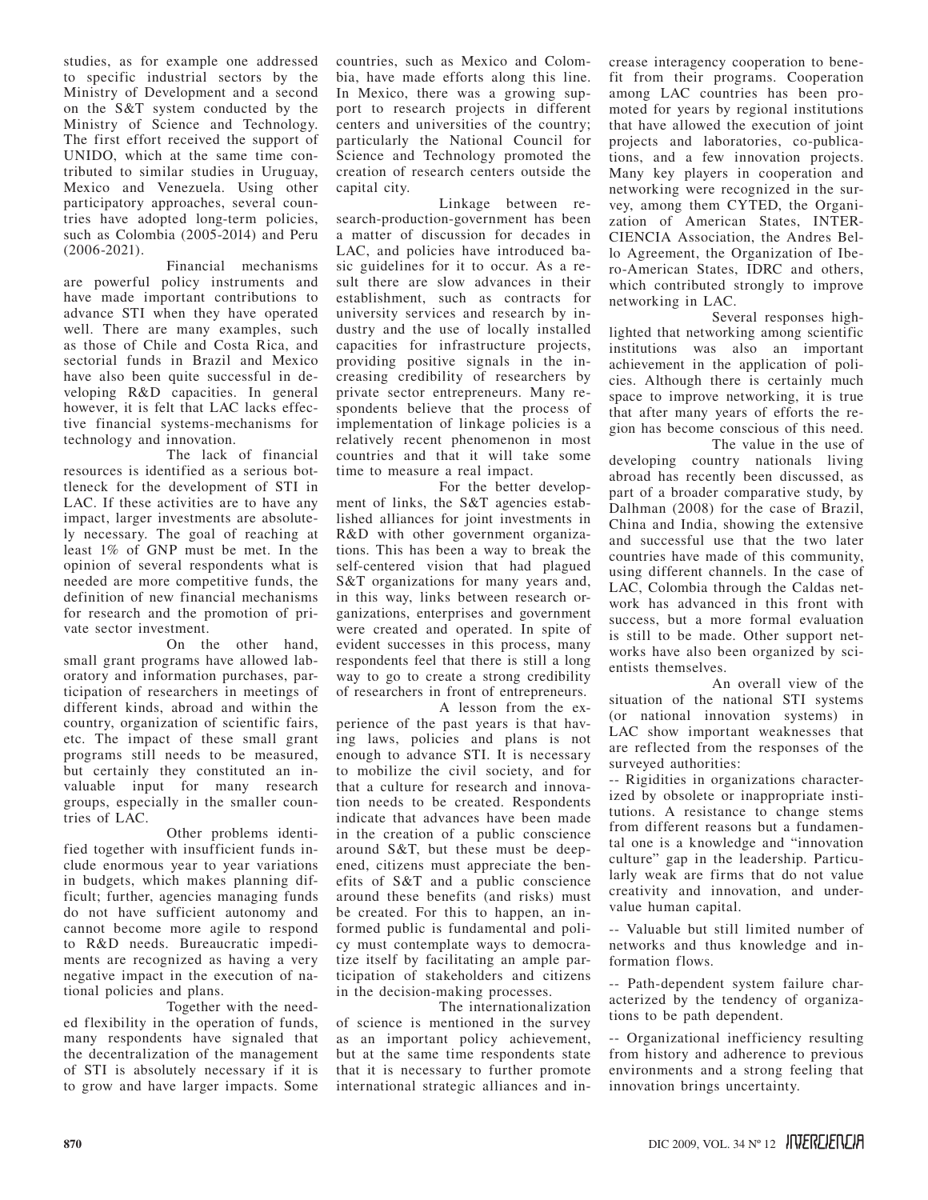studies, as for example one addressed to specific industrial sectors by the Ministry of Development and a second on the S&T system conducted by the Ministry of Science and Technology. The first effort received the support of UNIDO, which at the same time contributed to similar studies in Uruguay, Mexico and Venezuela. Using other participatory approaches, several countries have adopted long-term policies, such as Colombia (2005-2014) and Peru (2006-2021).

Financial mechanisms are powerful policy instruments and have made important contributions to advance STI when they have operated well. There are many examples, such as those of Chile and Costa Rica, and sectorial funds in Brazil and Mexico have also been quite successful in developing R&D capacities. In general however, it is felt that LAC lacks effective financial systems-mechanisms for technology and innovation.

The lack of financial resources is identified as a serious bottleneck for the development of STI in LAC. If these activities are to have any impact, larger investments are absolutely necessary. The goal of reaching at least 1% of GNP must be met. In the opinion of several respondents what is needed are more competitive funds, the definition of new financial mechanisms for research and the promotion of private sector investment.

On the other hand, small grant programs have allowed laboratory and information purchases, participation of researchers in meetings of different kinds, abroad and within the country, organization of scientific fairs, etc. The impact of these small grant programs still needs to be measured, but certainly they constituted an invaluable input for many research groups, especially in the smaller countries of LAC.

Other problems identified together with insufficient funds include enormous year to year variations in budgets, which makes planning difficult; further, agencies managing funds do not have sufficient autonomy and cannot become more agile to respond to R&D needs. Bureaucratic impediments are recognized as having a very negative impact in the execution of national policies and plans.

Together with the needed flexibility in the operation of funds, many respondents have signaled that the decentralization of the management of STI is absolutely necessary if it is to grow and have larger impacts. Some countries, such as Mexico and Colombia, have made efforts along this line. In Mexico, there was a growing support to research projects in different centers and universities of the country; particularly the National Council for Science and Technology promoted the creation of research centers outside the capital city.

Linkage between research-production-government has been a matter of discussion for decades in LAC, and policies have introduced basic guidelines for it to occur. As a result there are slow advances in their establishment, such as contracts for university services and research by industry and the use of locally installed capacities for infrastructure projects, providing positive signals in the increasing credibility of researchers by private sector entrepreneurs. Many respondents believe that the process of implementation of linkage policies is a relatively recent phenomenon in most countries and that it will take some time to measure a real impact.

For the better development of links, the S&T agencies established alliances for joint investments in R&D with other government organizations. This has been a way to break the self-centered vision that had plagued S&T organizations for many years and, in this way, links between research organizations, enterprises and government were created and operated. In spite of evident successes in this process, many respondents feel that there is still a long way to go to create a strong credibility of researchers in front of entrepreneurs.

A lesson from the experience of the past years is that having laws, policies and plans is not enough to advance STI. It is necessary to mobilize the civil society, and for that a culture for research and innovation needs to be created. Respondents indicate that advances have been made in the creation of a public conscience around S&T, but these must be deepened, citizens must appreciate the benefits of S&T and a public conscience around these benefits (and risks) must be created. For this to happen, an informed public is fundamental and policy must contemplate ways to democratize itself by facilitating an ample participation of stakeholders and citizens in the decision-making processes.

The internationalization of science is mentioned in the survey as an important policy achievement, but at the same time respondents state that it is necessary to further promote international strategic alliances and increase interagency cooperation to benefit from their programs. Cooperation among LAC countries has been promoted for years by regional institutions that have allowed the execution of joint projects and laboratories, co-publications, and a few innovation projects. Many key players in cooperation and networking were recognized in the survey, among them CYTED, the Organization of American States, INTERCIENCIA Association, the Andres Bello Agreement, the Organization of Ibero-American States, IDRC and others, which contributed strongly to improve networking in LAC.

Several responses highlighted that networking among scientific institutions was also an important achievement in the application of policies. Although there is certainly much space to improve networking, it is true that after many years of efforts the region has become conscious of this need.

The value in the use of developing country nationals living abroad has recently been discussed, as part of a broader comparative study, by Dalhman (2008) for the case of Brazil, China and India, showing the extensive and successful use that the two later countries have made of this community, using different channels. In the case of LAC, Colombia through the Caldas network has advanced in this front with success, but a more formal evaluation is still to be made. Other support networks have also been organized by scientists themselves.

An overall view of the situation of the national STI systems (or national innovation systems) in LAC show important weaknesses that are reflected from the responses of the surveyed authorities:

-- Rigidities in organizations characterized by obsolete or inappropriate institutions. A resistance to change stems from different reasons but a fundamental one is a knowledge and "innovation culture" gap in the leadership. Particularly weak are firms that do not value creativity and innovation, and undervalue human capital.

-- Valuable but still limited number of networks and thus knowledge and information flows.

-- Path-dependent system failure characterized by the tendency of organizations to be path dependent.

-- Organizational inefficiency resulting from history and adherence to previous environments and a strong feeling that innovation brings uncertainty.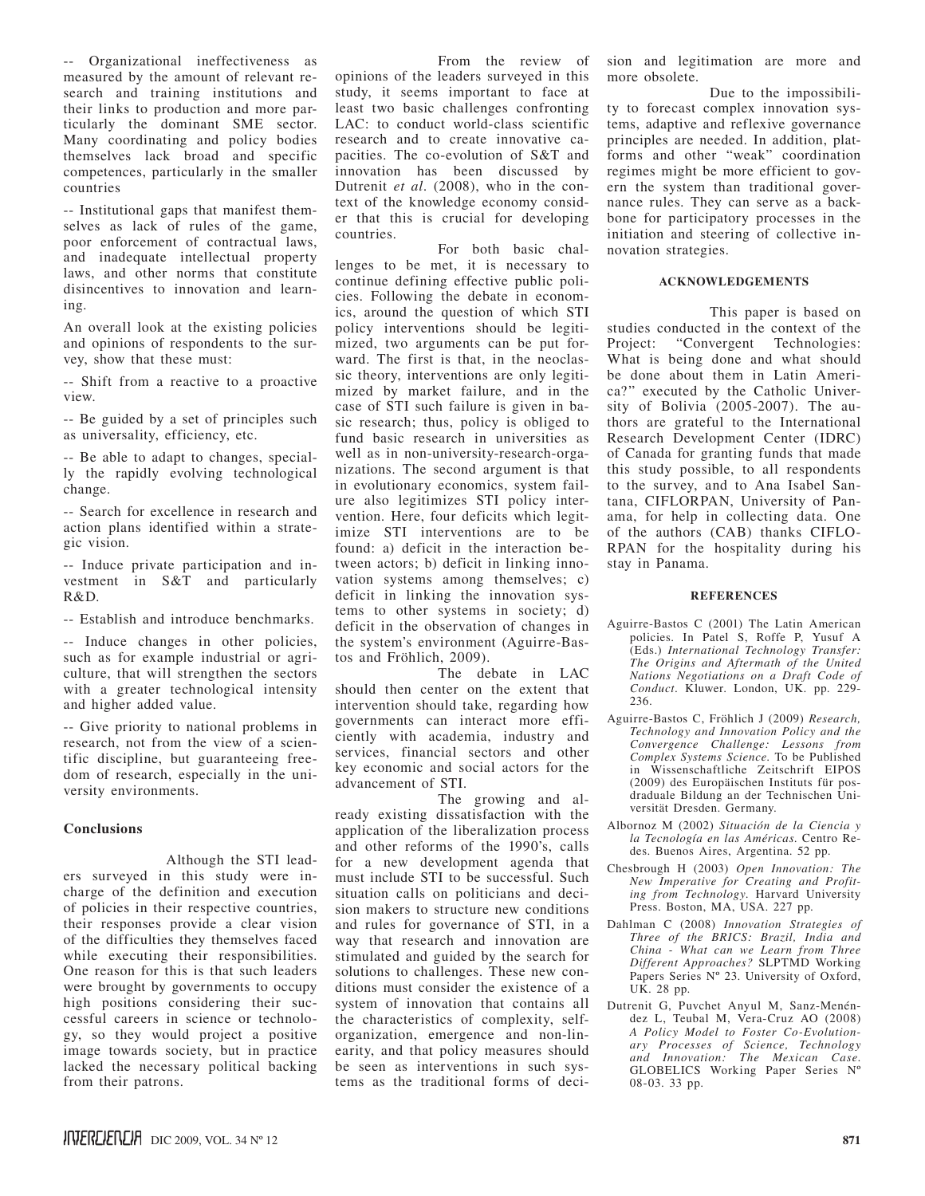-- Organizational ineffectiveness as measured by the amount of relevant research and training institutions and their links to production and more particularly the dominant SME sector. Many coordinating and policy bodies themselves lack broad and specific competences, particularly in the smaller countries

-- Institutional gaps that manifest themselves as lack of rules of the game, poor enforcement of contractual laws, and inadequate intellectual property laws, and other norms that constitute disincentives to innovation and learning.

An overall look at the existing policies and opinions of respondents to the survey, show that these must:

-- Shift from a reactive to a proactive view.

-- Be guided by a set of principles such as universality, efficiency, etc.

-- Be able to adapt to changes, specially the rapidly evolving technological change.

-- Search for excellence in research and action plans identified within a strategic vision.

-- Induce private participation and investment in S&T and particularly R&D.

-- Establish and introduce benchmarks.

-- Induce changes in other policies, such as for example industrial or agriculture, that will strengthen the sectors with a greater technological intensity and higher added value.

-- Give priority to national problems in research, not from the view of a scientific discipline, but guaranteeing freedom of research, especially in the university environments.

### Conclusions

Although the STI leaders surveyed in this study were incharge of the definition and execution of policies in their respective countries, their responses provide a clear vision of the difficulties they themselves faced while executing their responsibilities. One reason for this is that such leaders were brought by governments to occupy high positions considering their successful careers in science or technology, so they would project a positive image towards society, but in practice lacked the necessary political backing from their patrons.

From the review of opinions of the leaders surveyed in this study, it seems important to face at least two basic challenges confronting LAC: to conduct world-class scientific research and to create innovative capacities. The co-evolution of S&T and innovation has been discussed by Dutrenit *et al*. (2008), who in the context of the knowledge economy consider that this is crucial for developing countries.

For both basic challenges to be met, it is necessary to continue defining effective public policies. Following the debate in economics, around the question of which STI policy interventions should be legitimized, two arguments can be put forward. The first is that, in the neoclassic theory, interventions are only legitimized by market failure, and in the case of STI such failure is given in basic research; thus, policy is obliged to fund basic research in universities as well as in non-university-research-organizations. The second argument is that in evolutionary economics, system failure also legitimizes STI policy intervention. Here, four deficits which legitimize STI interventions are to be found: a) deficit in the interaction between actors; b) deficit in linking innovation systems among themselves; c) deficit in linking the innovation systems to other systems in society; d) deficit in the observation of changes in the system's environment (Aguirre-Bastos and Fröhlich, 2009).

The debate in LAC should then center on the extent that intervention should take, regarding how governments can interact more efficiently with academia, industry and services, financial sectors and other key economic and social actors for the advancement of STI.

The growing and already existing dissatisfaction with the application of the liberalization process and other reforms of the 1990's, calls for a new development agenda that must include STI to be successful. Such situation calls on politicians and decision makers to structure new conditions and rules for governance of STI, in a way that research and innovation are stimulated and guided by the search for solutions to challenges. These new conditions must consider the existence of a system of innovation that contains all the characteristics of complexity, self-organization, emergence and non-linearity, and that policy measures should be seen as interventions in such systems as the traditional forms of decision and legitimation are more and more obsolete.

Due to the impossibility to forecast complex innovation systems, adaptive and reflexive governance principles are needed. In addition, platforms and other "weak" coordination regimes might be more efficient to govern the system than traditional governance rules. They can serve as a backbone for participatory processes in the initiation and steering of collective innovation strategies.

#### ACKNOWLEDGEMENTS

This paper is based on studies conducted in the context of the Project: "Convergent Technologies: What is being done and what should be done about them in Latin America?" executed by the Catholic University of Bolivia (2005-2007). The authors are grateful to the International Research Development Center (IDRC) of Canada for granting funds that made this study possible, to all respondents to the survey, and to Ana Isabel Santana, CIFLORPAN, University of Panama, for help in collecting data. One of the authors (CAB) thanks CIFLORPAN for the hospitality during his stay in Panama.

#### REFERENCES

Aguirre-Bastos C (2001) The Latin American policies. In Patel S, Roffe P, Yusuf A (Eds.) *International Technology Transfer: The Origins and Aftermath of the United Nations Negotiations on a Draft Code of Conduct*. Kluwer. London, UK. pp. 229-236.

Aguirre-Bastos C, Fröhlich J (2009) *Research, Technology and Innovation Policy and the Convergence Challenge: Lessons from Complex Systems Science*. To be Published in Wissenschaftliche Zeitschrift EIPOS (2009) des Europäischen Instituts für posdraduale Bildung an der Technischen Universität Dresden. Germany.

Albornoz M (2002) *Situación de la Ciencia y la Tecnología en las Américas*. Centro Redes. Buenos Aires, Argentina. 52 pp.

Chesbrough H (2003) *Open Innovation: The New Imperative for Creating and Profiting from Technology*. Harvard University Press. Boston, MA, USA. 227 pp.

Dahlman C (2008) *Innovation Strategies of Three of the BRICS: Brazil, India and China - What can we Learn from Three Different Approaches?* SLPTMD Working Papers Series Nº 23. University of Oxford, UK. 28 pp.

Dutrenit G, Puvchet Anyul M, Sanz-Menéndez L, Teubal M, Vera-Cruz AO (2008) *A Policy Model to Foster Co-Evolutionary Processes of Science, Technology and Innovation: The Mexican Case*. GLOBELICS Working Paper Series Nº 08-03. 33 pp.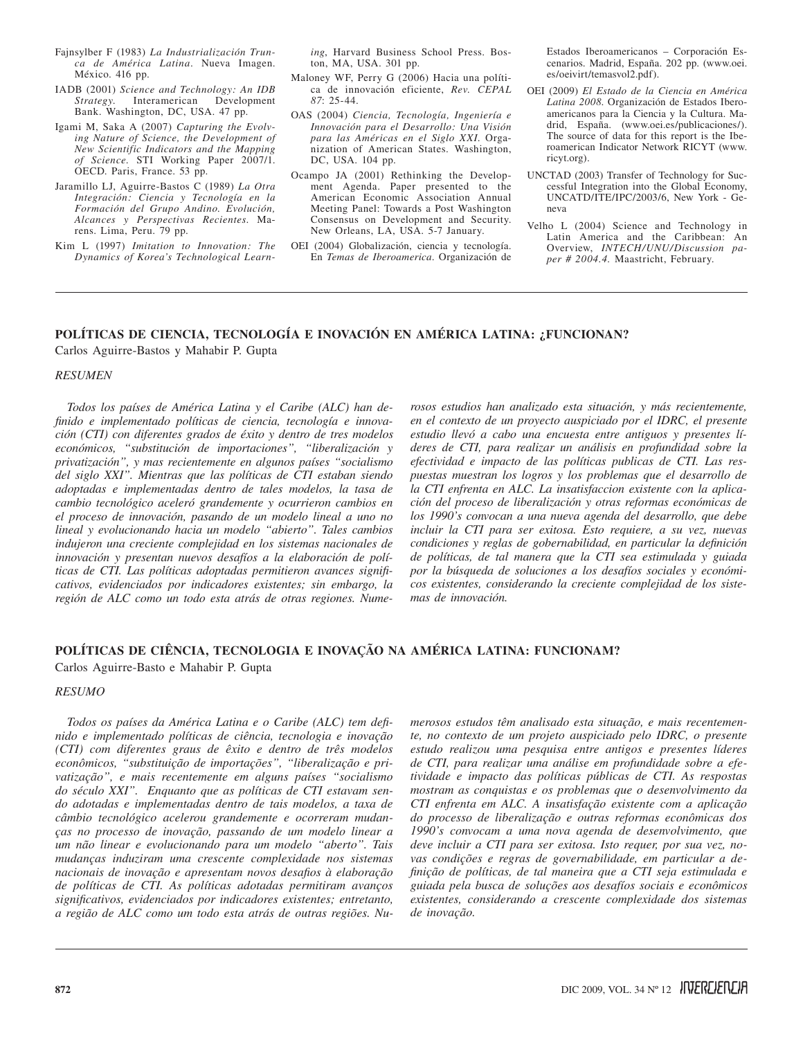Fajnsylber F (1983) *La Industrialización Trunca de América Latina*. Nueva Imagen. México. 416 pp.

IADB (2001) *Science and Technology: An IDB Strategy*. Interamerican Development Bank. Washington, DC, USA. 47 pp.

Igami M, Saka A (2007) *Capturing the Evolving Nature of Science, the Development of New Scientific Indicators and the Mapping of Science*. STI Working Paper 2007/1. OECD. Paris, France. 53 pp.

Jaramillo LJ, Aguirre-Bastos C (1989) *La Otra Integración: Ciencia y Tecnología en la Formación del Grupo Andino. Evolución, Alcances y Perspectivas Recientes*. Marens. Lima, Peru. 79 pp.

Kim L (1997) *Imitation to Innovation: The Dynamics of Korea's Technological Learning*, Harvard Business School Press. Boston, MA, USA. 301 pp.

Maloney WF, Perry G (2006) Hacia una política de innovación eficiente, *Rev. CEPAL 87*: 25-44.

OAS (2004) *Ciencia, Tecnología, Ingeniería e Innovación para el Desarrollo: Una Visión para las Américas en el Siglo XXI*. Organization of American States. Washington, DC, USA. 104 pp.

Ocampo JA (2001) Rethinking the Development Agenda. Paper presented to the American Economic Association Annual Meeting Panel: Towards a Post Washington Consensus on Development and Security. New Orleans, LA, USA. 5-7 January.

OEI (2004) Globalización, ciencia y tecnología. En *Temas de Iberoamerica*. Organización de Estados Iberoamericanos – Corporación Escenarios. Madrid, España. 202 pp. (www.oei.es/oeivirt/temasvol2.pdf).

OEI (2009) *El Estado de la Ciencia en América Latina 2008*. Organización de Estados Iberoamericanos para la Ciencia y la Cultura. Madrid, España. (www.oei.es/publicaciones/). The source of data for this report is the Iberoamerican Indicator Network RICYT (www.ricyt.org).

UNCTAD (2003) Transfer of Technology for Successful Integration into the Global Economy, UNCTAD/ITE/IPC/2003/6, New York - Geneva

Velho L (2004) Science and Technology in Latin America and the Caribbean: An Overview, *INTECH/UNU/Discussion paper # 2004.4.* Maastricht, February.

---

## POLÍTICAS DE CIENCIA, TECNOLOGÍA E INOVACIÓN EN AMÉRICA LATINA: ¿FUNCIONAN?

Carlos Aguirre-Bastos y Mahabir P. Gupta

### *RESUMEN*

*Todos los países de América Latina y el Caribe (ALC) han definido e implementado políticas de ciencia, tecnología e innovación (CTI) con diferentes grados de éxito y dentro de tres modelos económicos, "substitución de importaciones", "liberalización y privatización", y mas recientemente en algunos países "socialismo del siglo XXI". Mientras que las políticas de CTI estaban siendo adoptadas e implementadas dentro de tales modelos, la tasa de cambio tecnológico aceleró grandemente y ocurrieron cambios en el proceso de innovación, pasando de un modelo lineal a uno no lineal y evolucionando hacia un modelo "abierto". Tales cambios indujeron una creciente complejidad en los sistemas nacionales de innovación y presentan nuevos desafíos a la elaboración de políticas de CTI. Las políticas adoptadas permitieron avances significativos, evidenciados por indicadores existentes; sin embargo, la región de ALC como un todo esta atrás de otras regiones. Numerosos estudios han analizado esta situación, y más recientemente, en el contexto de un proyecto auspiciado por el IDRC, el presente estudio llevó a cabo una encuesta entre antiguos y presentes líderes de CTI, para realizar un análisis en profundidad sobre la efectividad e impacto de las políticas publicas de CTI. Las respuestas muestran los logros y los problemas que el desarrollo de la CTI enfrenta en ALC. La insatisfaccion existente con la aplicación del proceso de liberalización y otras reformas económicas de los 1990's convocan a una nueva agenda del desarrollo, que debe incluir la CTI para ser exitosa. Esto requiere, a su vez, nuevas condiciones y reglas de gobernabilidad, en particular la definición de políticas, de tal manera que la CTI sea estimulada y guiada por la búsqueda de soluciones a los desafíos sociales y económicos existentes, considerando la creciente complejidad de los sistemas de innovación.*

---

## POLÍTICAS DE CIÊNCIA, TECNOLOGIA E INOVAÇÃO NA AMÉRICA LATINA: FUNCIONAM?

Carlos Aguirre-Basto e Mahabir P. Gupta

### *RESUMO*

*Todos os países da América Latina e o Caribe (ALC) tem definido e implementado políticas de ciência, tecnologia e inovação (CTI) com diferentes graus de êxito e dentro de três modelos econômicos, "substituição de importações", "liberalização e privatização", e mais recentemente em alguns países "socialismo do século XXI". Enquanto que as políticas de CTI estavam sendo adotadas e implementadas dentro de tais modelos, a taxa de câmbio tecnológico acelerou grandemente e ocorreram mudanças no processo de inovação, passando de um modelo linear a um não linear e evolucionando para um modelo "aberto". Tais mudanças induziram uma crescente complexidade nos sistemas nacionais de inovação e apresentam novos desafios à elaboração de políticas de CTI. As políticas adotadas permitiram avanços significativos, evidenciados por indicadores existentes; entretanto, a região de ALC como um todo esta atrás de outras regiões. Numerosos estudos têm analisado esta situação, e mais recentemente, no contexto de um projeto auspiciado pelo IDRC, o presente estudo realizou uma pesquisa entre antigos e presentes líderes de CTI, para realizar uma análise em profundidade sobre a efetividade e impacto das políticas públicas de CTI. As respostas mostram as conquistas e os problemas que o desenvolvimento da CTI enfrenta em ALC. A insatisfação existente com a aplicação do processo de liberalização e outras reformas econômicas dos 1990's convocam a uma nova agenda de desenvolvimento, que deve incluir a CTI para ser exitosa. Isto requer, por sua vez, novas condições e regras de governabilidade, em particular a definição de políticas, de tal maneira que a CTI seja estimulada e guiada pela busca de soluções aos desafíos sociais e econômicos existentes, considerando a crescente complexidade dos sistemas de inovação.*